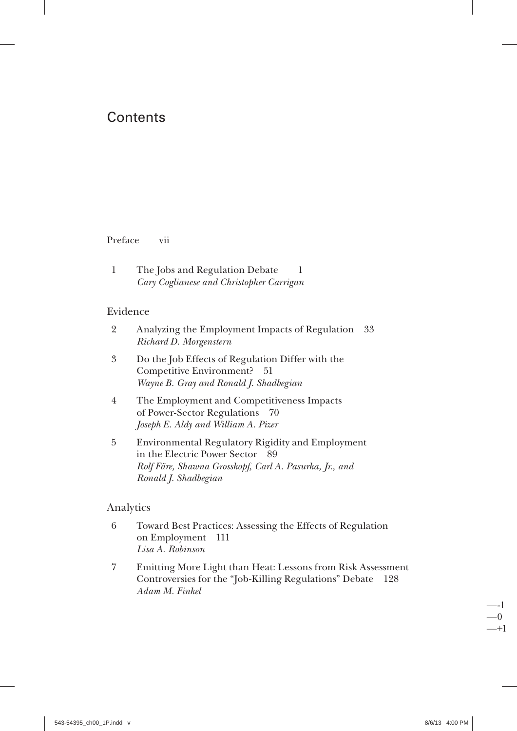# Contents

Preface vii

1 The Jobs and Regulation Debate 1
*Cary Coglianese and Christopher Carrigan*

## Evidence

2 Analyzing the Employment Impacts of Regulation 33
*Richard D. Morgenstern*

3 Do the Job Effects of Regulation Differ with the Competitive Environment? 51
*Wayne B. Gray and Ronald J. Shadbegian*

4 The Employment and Competitiveness Impacts of Power-Sector Regulations 70
*Joseph E. Aldy and William A. Pizer*

5 Environmental Regulatory Rigidity and Employment in the Electric Power Sector 89
*Rolf Färe, Shawna Grosskopf, Carl A. Pasurka, Jr., and Ronald J. Shadbegian*

## Analytics

6 Toward Best Practices: Assessing the Effects of Regulation on Employment 111
*Lisa A. Robinson*

7 Emitting More Light than Heat: Lessons from Risk Assessment Controversies for the "Job-Killing Regulations" Debate 128
*Adam M. Finkel*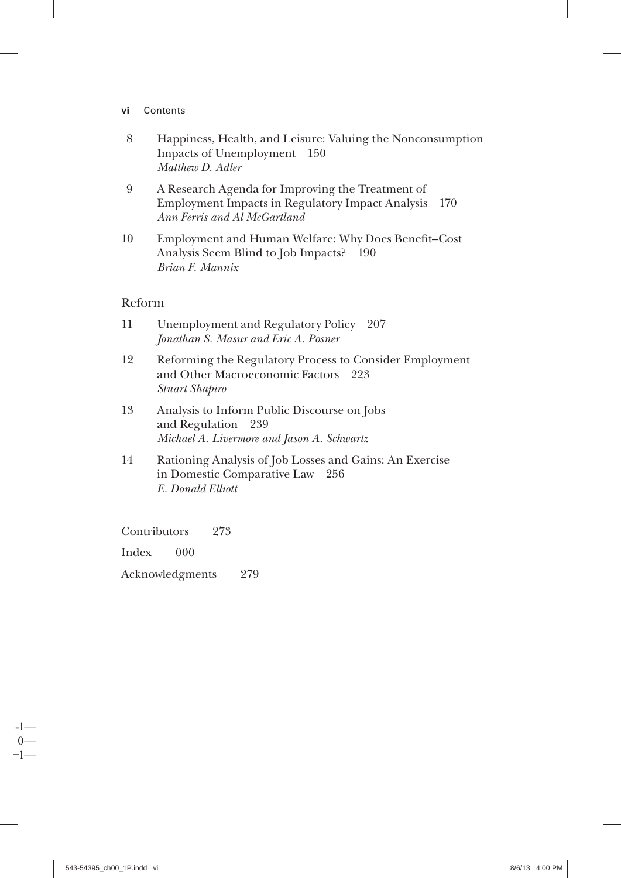8 Happiness, Health, and Leisure: Valuing the Nonconsumption Impacts of Unemployment 150
*Matthew D. Adler*

9 A Research Agenda for Improving the Treatment of Employment Impacts in Regulatory Impact Analysis 170
*Ann Ferris and Al McGartland*

10 Employment and Human Welfare: Why Does Benefit–Cost Analysis Seem Blind to Job Impacts? 190
*Brian F. Mannix*

## Reform

11 Unemployment and Regulatory Policy 207
*Jonathan S. Masur and Eric A. Posner*

12 Reforming the Regulatory Process to Consider Employment and Other Macroeconomic Factors 223
*Stuart Shapiro*

13 Analysis to Inform Public Discourse on Jobs and Regulation 239
*Michael A. Livermore and Jason A. Schwartz*

14 Rationing Analysis of Job Losses and Gains: An Exercise in Domestic Comparative Law 256
*E. Donald Elliott*

Contributors 273

Index 000

Acknowledgments 279